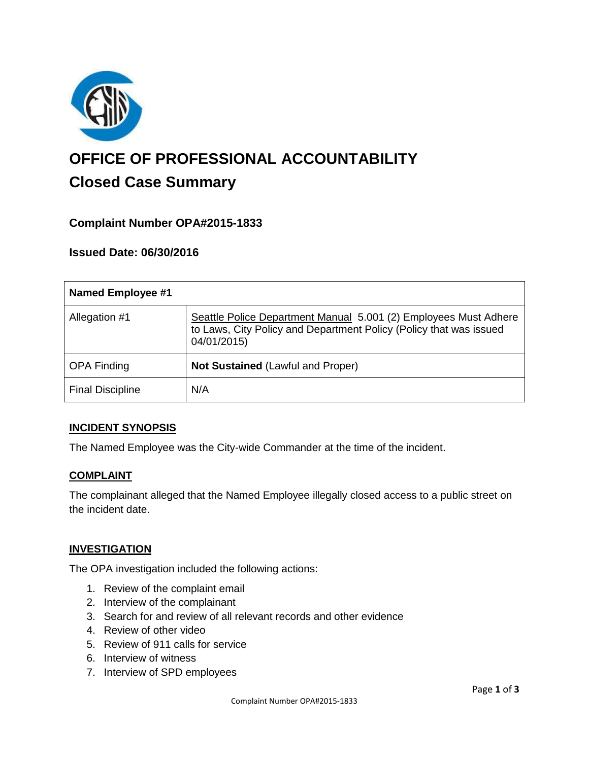# OFFICE OF PROFESSIONAL ACCOUNTABILITY

## Closed Case Summary

### Complaint Number OPA#2015-1833

### Issued Date: 06/30/2016

| Named Employee #1 | |
|---|---|
| Allegation #1 | Seattle Police Department Manual 5.001 (2) Employees Must Adhere to Laws, City Policy and Department Policy (Policy that was issued 04/01/2015) |
| OPA Finding | **Not Sustained** (Lawful and Proper) |
| Final Discipline | N/A |

#### INCIDENT SYNOPSIS

The Named Employee was the City-wide Commander at the time of the incident.

#### COMPLAINT

The complainant alleged that the Named Employee illegally closed access to a public street on the incident date.

#### INVESTIGATION

The OPA investigation included the following actions:

1. Review of the complaint email
2. Interview of the complainant
3. Search for and review of all relevant records and other evidence
4. Review of other video
5. Review of 911 calls for service
6. Interview of witness
7. Interview of SPD employees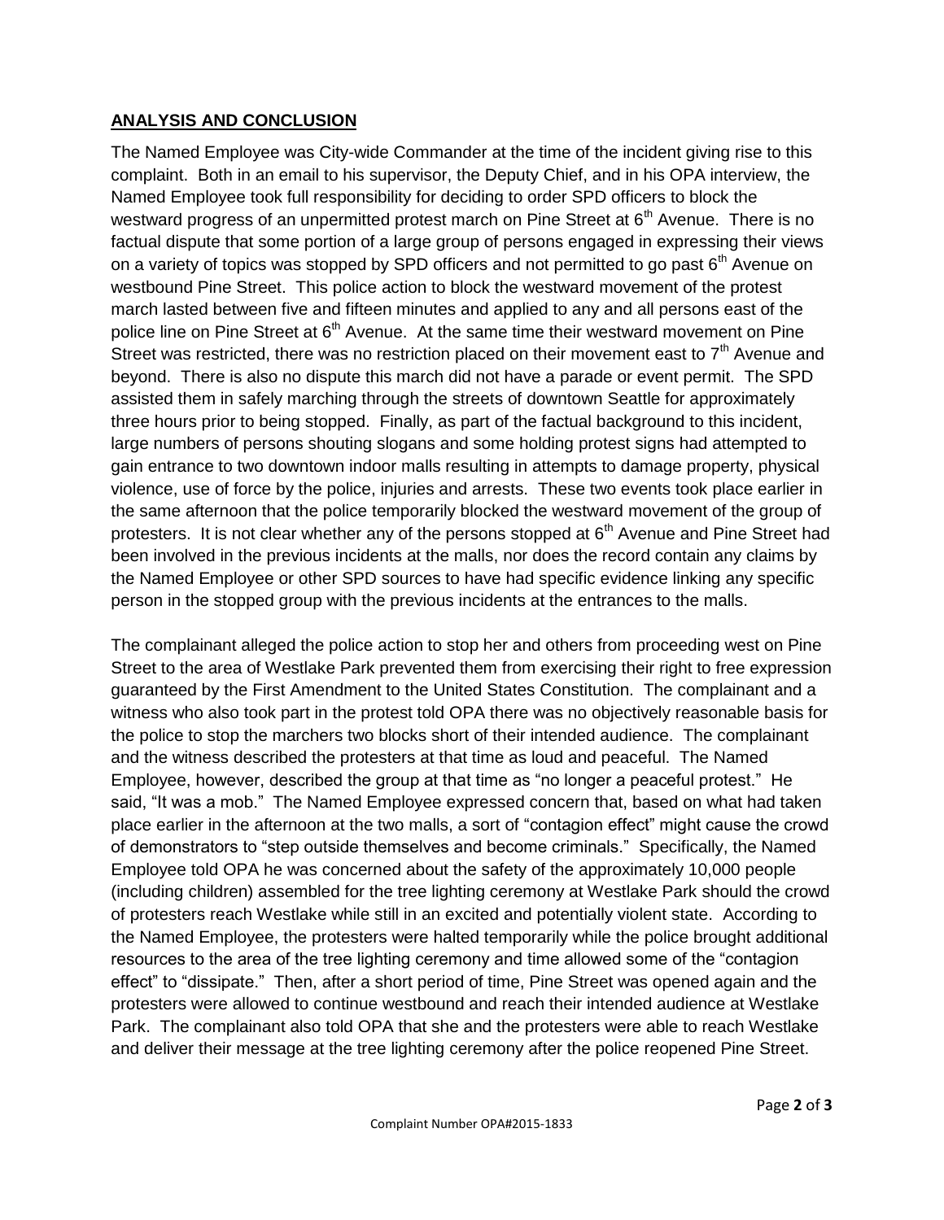## ANALYSIS AND CONCLUSION

The Named Employee was City-wide Commander at the time of the incident giving rise to this complaint. Both in an email to his supervisor, the Deputy Chief, and in his OPA interview, the Named Employee took full responsibility for deciding to order SPD officers to block the westward progress of an unpermitted protest march on Pine Street at 6th Avenue. There is no factual dispute that some portion of a large group of persons engaged in expressing their views on a variety of topics was stopped by SPD officers and not permitted to go past 6th Avenue on westbound Pine Street. This police action to block the westward movement of the protest march lasted between five and fifteen minutes and applied to any and all persons east of the police line on Pine Street at 6th Avenue. At the same time their westward movement on Pine Street was restricted, there was no restriction placed on their movement east to 7th Avenue and beyond. There is also no dispute this march did not have a parade or event permit. The SPD assisted them in safely marching through the streets of downtown Seattle for approximately three hours prior to being stopped. Finally, as part of the factual background to this incident, large numbers of persons shouting slogans and some holding protest signs had attempted to gain entrance to two downtown indoor malls resulting in attempts to damage property, physical violence, use of force by the police, injuries and arrests. These two events took place earlier in the same afternoon that the police temporarily blocked the westward movement of the group of protesters. It is not clear whether any of the persons stopped at 6th Avenue and Pine Street had been involved in the previous incidents at the malls, nor does the record contain any claims by the Named Employee or other SPD sources to have had specific evidence linking any specific person in the stopped group with the previous incidents at the entrances to the malls.

The complainant alleged the police action to stop her and others from proceeding west on Pine Street to the area of Westlake Park prevented them from exercising their right to free expression guaranteed by the First Amendment to the United States Constitution. The complainant and a witness who also took part in the protest told OPA there was no objectively reasonable basis for the police to stop the marchers two blocks short of their intended audience. The complainant and the witness described the protesters at that time as loud and peaceful. The Named Employee, however, described the group at that time as "no longer a peaceful protest." He said, "It was a mob." The Named Employee expressed concern that, based on what had taken place earlier in the afternoon at the two malls, a sort of "contagion effect" might cause the crowd of demonstrators to "step outside themselves and become criminals." Specifically, the Named Employee told OPA he was concerned about the safety of the approximately 10,000 people (including children) assembled for the tree lighting ceremony at Westlake Park should the crowd of protesters reach Westlake while still in an excited and potentially violent state. According to the Named Employee, the protesters were halted temporarily while the police brought additional resources to the area of the tree lighting ceremony and time allowed some of the "contagion effect" to "dissipate." Then, after a short period of time, Pine Street was opened again and the protesters were allowed to continue westbound and reach their intended audience at Westlake Park. The complainant also told OPA that she and the protesters were able to reach Westlake and deliver their message at the tree lighting ceremony after the police reopened Pine Street.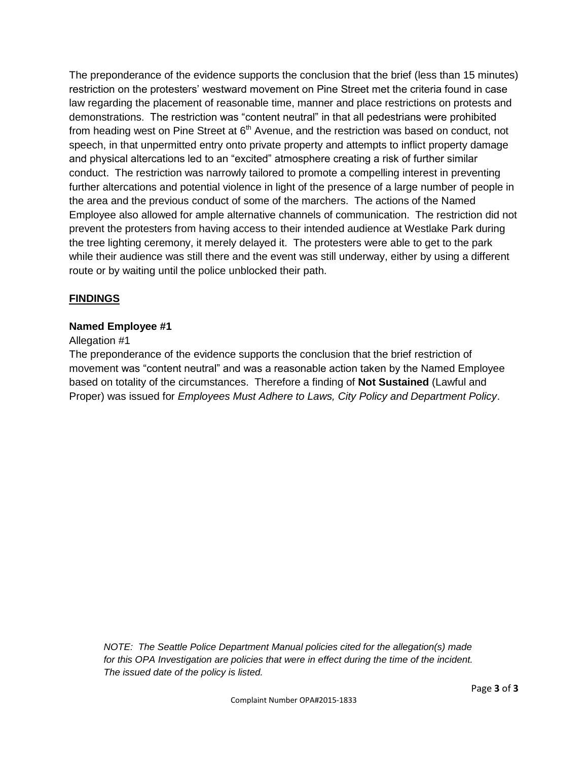The preponderance of the evidence supports the conclusion that the brief (less than 15 minutes) restriction on the protesters' westward movement on Pine Street met the criteria found in case law regarding the placement of reasonable time, manner and place restrictions on protests and demonstrations. The restriction was "content neutral" in that all pedestrians were prohibited from heading west on Pine Street at 6th Avenue, and the restriction was based on conduct, not speech, in that unpermitted entry onto private property and attempts to inflict property damage and physical altercations led to an "excited" atmosphere creating a risk of further similar conduct. The restriction was narrowly tailored to promote a compelling interest in preventing further altercations and potential violence in light of the presence of a large number of people in the area and the previous conduct of some of the marchers. The actions of the Named Employee also allowed for ample alternative channels of communication. The restriction did not prevent the protesters from having access to their intended audience at Westlake Park during the tree lighting ceremony, it merely delayed it. The protesters were able to get to the park while their audience was still there and the event was still underway, either by using a different route or by waiting until the police unblocked their path.

## FINDINGS

### Named Employee #1

Allegation #1

The preponderance of the evidence supports the conclusion that the brief restriction of movement was "content neutral" and was a reasonable action taken by the Named Employee based on totality of the circumstances. Therefore a finding of **Not Sustained** (Lawful and Proper) was issued for *Employees Must Adhere to Laws, City Policy and Department Policy*.

*NOTE: The Seattle Police Department Manual policies cited for the allegation(s) made for this OPA Investigation are policies that were in effect during the time of the incident. The issued date of the policy is listed.*

Complaint Number OPA#2015-1833